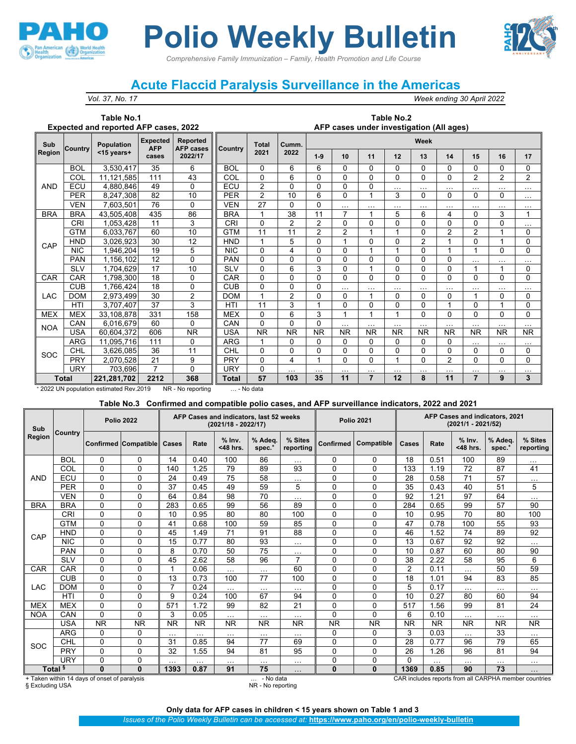# Polio Weekly Bulletin

*Comprehensive Family Immunization – Family, Health Promotion and Life Course*

## Acute Flaccid Paralysis Surveillance in the Americas

*Vol. 37, No. 17* — *Week ending 30 April 2022*

### Table No.1 Expected and reported AFP cases, 2022

| Sub Region | Country | Population <15 years+ | Expected AFP cases | Reported AFP cases 2022/17 |
|---|---|---|---|---|
| AND | BOL | 3,530,417 | 35 | 6 |
| | COL | 11,121,585 | 111 | 43 |
| | ECU | 4,880,846 | 49 | 0 |
| | PER | 8,247,308 | 82 | 10 |
| | VEN | 7,603,501 | 76 | 0 |
| BRA | BRA | 43,505,408 | 435 | 86 |
| CAP | CRI | 1,053,428 | 11 | 3 |
| | GTM | 6,033,767 | 60 | 10 |
| | HND | 3,026,923 | 30 | 12 |
| | NIC | 1,946,204 | 19 | 5 |
| | PAN | 1,156,102 | 12 | 0 |
| | SLV | 1,704,629 | 17 | 10 |
| CAR | CAR | 1,798,300 | 18 | 0 |
| LAC | CUB | 1,766,424 | 18 | 0 |
| | DOM | 2,973,499 | 30 | 2 |
| | HTI | 3,707,407 | 37 | 3 |
| MEX | MEX | 33,108,878 | 331 | 158 |
| NOA | CAN | 6,016,679 | 60 | 0 |
| | USA | 60,604,372 | 606 | NR |
| SOC | ARG | 11,095,716 | 111 | 0 |
| | CHL | 3,626,085 | 36 | 11 |
| | PRY | 2,070,528 | 21 | 9 |
| | URY | 703,696 | 7 | 0 |
| **Total** | | **221,281,702** | **2212** | **368** |

+ 2022 UN population estimated Rev.2019 NR - No reporting

### Table No.2 AFP cases under investigation (All ages)

| Country | Total 2021 | Cumm. 2022 | Week 1-9 | 10 | 11 | 12 | 13 | 14 | 15 | 16 | 17 |
|---|---|---|---|---|---|---|---|---|---|---|---|
| BOL | 0 | 6 | 6 | 0 | 0 | 0 | 0 | 0 | 0 | 0 | 0 |
| COL | 0 | 6 | 0 | 0 | 0 | 0 | 0 | 0 | 2 | 2 | 2 |
| ECU | 2 | 0 | 0 | 0 | 0 | … | … | … | … | … | … |
| PER | 2 | 10 | 6 | 0 | 1 | 3 | 0 | 0 | 0 | 0 | … |
| VEN | 27 | 0 | 0 | … | … | … | … | … | … | … | … |
| BRA | 1 | 38 | 11 | 7 | 1 | 5 | 6 | 4 | 0 | 3 | 1 |
| CRI | 0 | 2 | 2 | 0 | 0 | 0 | 0 | 0 | 0 | 0 | … |
| GTM | 11 | 11 | 2 | 2 | 1 | 1 | 0 | 2 | 2 | 1 | 0 |
| HND | 1 | 5 | 0 | 1 | 0 | 0 | 2 | 1 | 0 | 1 | 0 |
| NIC | 0 | 4 | 0 | 0 | 1 | 1 | 0 | 1 | 1 | 0 | 0 |
| PAN | 0 | 0 | 0 | 0 | 0 | 0 | 0 | 0 | … | … | … |
| SLV | 0 | 6 | 3 | 0 | 1 | 0 | 0 | 0 | 1 | 1 | 0 |
| CAR | 0 | 0 | 0 | 0 | 0 | 0 | 0 | 0 | 0 | 0 | 0 |
| CUB | 0 | 0 | 0 | … | … | … | … | … | … | … | … |
| DOM | 1 | 2 | 0 | 0 | 1 | 0 | 0 | 0 | 1 | 0 | 0 |
| HTI | 11 | 3 | 1 | 0 | 0 | 0 | 0 | 1 | 0 | 1 | 0 |
| MEX | 0 | 6 | 3 | 1 | 1 | 1 | 0 | 0 | 0 | 0 | 0 |
| CAN | 0 | 0 | 0 | … | … | … | … | … | … | … | … |
| USA | NR | NR | NR | NR | NR | NR | NR | NR | NR | NR | NR |
| ARG | 1 | 0 | 0 | 0 | 0 | 0 | 0 | 0 | … | … | … |
| CHL | 0 | 0 | 0 | 0 | 0 | 0 | 0 | 0 | 0 | 0 | 0 |
| PRY | 0 | 4 | 1 | 0 | 0 | 1 | 0 | 2 | 0 | 0 | 0 |
| URY | 0 | … | … | … | … | … | … | … | … | … | … |
| **Total** | **57** | **103** | **35** | **11** | **7** | **12** | **8** | **11** | **7** | **9** | **3** |

… - No data

### Table No.3 Confirmed and compatible polio cases, and AFP surveillance indicators, 2022 and 2021

| Sub Region | Country | Polio 2022 | | AFP Cases and indicators, last 52 weeks (2021/18 - 2022/17) | | | | | Polio 2021 | | AFP Cases and indicators, 2021 (2021/1 - 2021/52) | | | | |
|---|---|---|---|---|---|---|---|---|---|---|---|---|---|---|---|
| | | Confirmed | Compatible | Cases | Rate | % Inv. <48 hrs. | % Adeq. spec.+ | % Sites reporting | Confirmed | Compatible | Cases | Rate | % Inv. <48 hrs. | % Adeq. spec.+ | % Sites reporting |
| AND | BOL | 0 | 0 | 14 | 0.40 | 100 | 86 | … | 0 | 0 | 18 | 0.51 | 100 | 89 | … |
| | COL | 0 | 0 | 140 | 1.25 | 79 | 89 | 93 | 0 | 0 | 133 | 1.19 | 72 | 87 | 41 |
| | ECU | 0 | 0 | 24 | 0.49 | 75 | 58 | … | 0 | 0 | 28 | 0.58 | 71 | 57 | … |
| | PER | 0 | 0 | 37 | 0.45 | 49 | 59 | 5 | 0 | 0 | 35 | 0.43 | 40 | 51 | 5 |
| | VEN | 0 | 0 | 64 | 0.84 | 98 | 70 | … | 0 | 0 | 92 | 1.21 | 97 | 64 | … |
| BRA | BRA | 0 | 0 | 283 | 0.65 | 99 | 56 | 89 | 0 | 0 | 284 | 0.65 | 99 | 57 | 90 |
| CAP | CRI | 0 | 0 | 10 | 0.95 | 80 | 80 | 100 | 0 | 0 | 10 | 0.95 | 70 | 80 | 100 |
| | GTM | 0 | 0 | 41 | 0.68 | 100 | 59 | 85 | 0 | 0 | 47 | 0.78 | 100 | 55 | 93 |
| | HND | 0 | 0 | 45 | 1.49 | 71 | 91 | 88 | 0 | 0 | 46 | 1.52 | 74 | 89 | 92 |
| | NIC | 0 | 0 | 15 | 0.77 | 80 | 93 | … | 0 | 0 | 13 | 0.67 | 92 | 92 | … |
| | PAN | 0 | 0 | 8 | 0.70 | 50 | 75 | … | 0 | 0 | 10 | 0.87 | 60 | 80 | 90 |
| | SLV | 0 | 0 | 45 | 2.62 | 58 | 96 | 7 | 0 | 0 | 38 | 2.22 | 58 | 95 | 6 |
| CAR | CAR | 0 | 0 | 1 | 0.06 | … | … | 60 | 0 | 0 | 2 | 0.11 | … | 50 | 59 |
| LAC | CUB | 0 | 0 | 13 | 0.73 | 100 | 77 | 100 | 0 | 0 | 18 | 1.01 | 94 | 83 | 85 |
| | DOM | 0 | 0 | 7 | 0.24 | … | … | … | 0 | 0 | 5 | 0.17 | … | … | … |
| | HTI | 0 | 0 | 9 | 0.24 | 100 | 67 | 94 | 0 | 0 | 10 | 0.27 | 80 | 60 | 94 |
| MEX | MEX | 0 | 0 | 571 | 1.72 | 99 | 82 | 21 | 0 | 0 | 517 | 1.56 | 99 | 81 | 24 |
| NOA | CAN | 0 | 0 | 3 | 0.05 | … | … | … | 0 | 0 | 6 | 0.10 | … | … | … |
| | USA | NR | NR | NR | NR | NR | NR | NR | NR | NR | NR | NR | NR | NR | NR |
| SOC | ARG | 0 | 0 | … | … | … | … | … | 0 | 0 | 3 | 0.03 | … | 33 | … |
| | CHL | 0 | 0 | 31 | 0.85 | 94 | 77 | 69 | 0 | 0 | 28 | 0.77 | 96 | 79 | 65 |
| | PRY | 0 | 0 | 32 | 1.55 | 94 | 81 | 95 | 0 | 0 | 26 | 1.26 | 96 | 81 | 94 |
| | URY | 0 | 0 | … | … | … | … | … | 0 | 0 | 0 | … | … | … | … |
| **Total §** | | **0** | **0** | **1393** | **0.87** | **91** | **75** | **…** | **0** | **0** | **1369** | **0.85** | **90** | **73** | **…** |

\+ Taken within 14 days of onset of paralysis
§ Excluding USA
… - No data
NR - No reporting
CAR includes reports from all CARPHA member countries

**Only data for AFP cases in children < 15 years shown on Table 1 and 3**

*Issues of the Polio Weekly Bulletin can be accessed at:* **https://www.paho.org/en/polio-weekly-bulletin**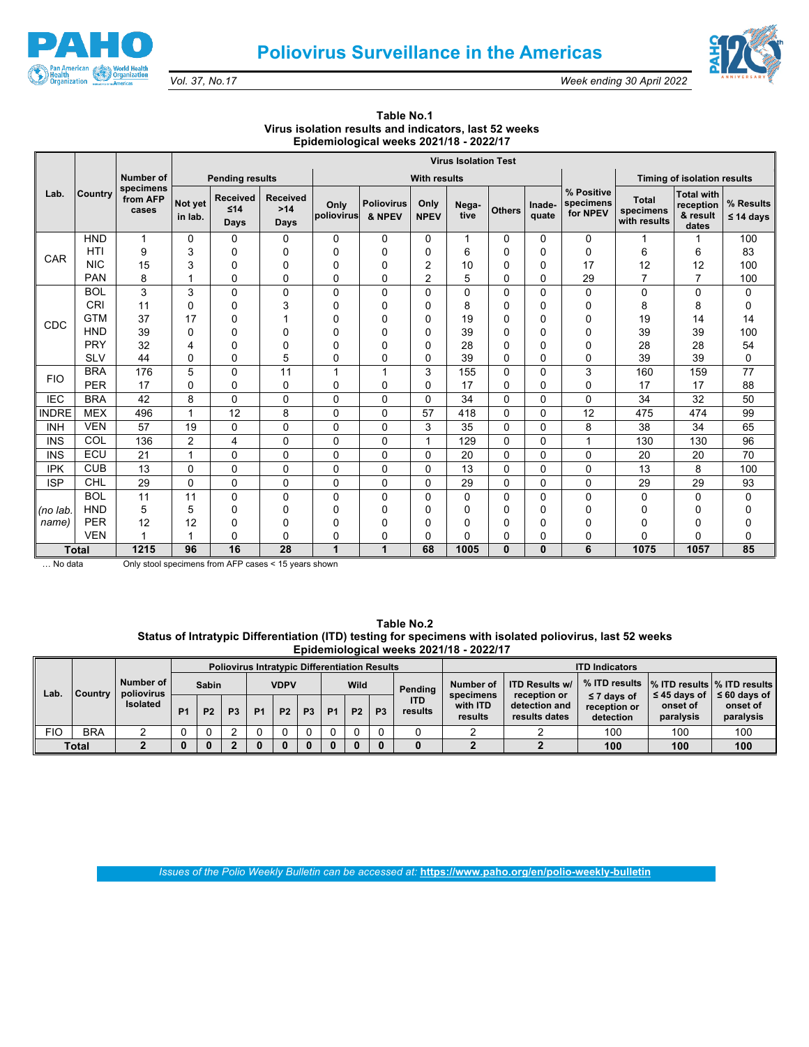# Poliovirus Surveillance in the Americas

*Vol. 37, No.17* — *Week ending 30 April 2022*

**Table No.1**
**Virus isolation results and indicators, last 52 weeks**
**Epidemiological weeks 2021/18 - 2022/17**

| Lab. | Country | Number of specimens from AFP cases | Virus Isolation Test | | | | | | | | | | | | |
|---|---|---|---|---|---|---|---|---|---|---|---|---|---|---|---|
| | | | Pending results | | | With results | | | | | | % Positive specimens for NPEV | Timing of isolation results | | |
| | | | Not yet in lab. | Received ≤14 Days | Received >14 Days | Only poliovirus | Poliovirus & NPEV | Only NPEV | Nega-tive | Others | Inade-quate | | Total specimens with results | Total with reception & result dates | % Results ≤ 14 days |
| CAR | HND | 1 | 0 | 0 | 0 | 0 | 0 | 0 | 1 | 0 | 0 | 0 | 1 | 1 | 100 |
| | HTI | 9 | 3 | 0 | 0 | 0 | 0 | 0 | 6 | 0 | 0 | 0 | 6 | 6 | 83 |
| | NIC | 15 | 3 | 0 | 0 | 0 | 0 | 2 | 10 | 0 | 0 | 17 | 12 | 12 | 100 |
| | PAN | 8 | 1 | 0 | 0 | 0 | 0 | 2 | 5 | 0 | 0 | 29 | 7 | 7 | 100 |
| CDC | BOL | 3 | 3 | 0 | 0 | 0 | 0 | 0 | 0 | 0 | 0 | 0 | 0 | 0 | 0 |
| | CRI | 11 | 0 | 0 | 3 | 0 | 0 | 0 | 8 | 0 | 0 | 0 | 8 | 8 | 0 |
| | GTM | 37 | 17 | 0 | 1 | 0 | 0 | 0 | 19 | 0 | 0 | 0 | 19 | 14 | 14 |
| | HND | 39 | 0 | 0 | 0 | 0 | 0 | 0 | 39 | 0 | 0 | 0 | 39 | 39 | 100 |
| | PRY | 32 | 4 | 0 | 0 | 0 | 0 | 0 | 28 | 0 | 0 | 0 | 28 | 28 | 54 |
| | SLV | 44 | 0 | 0 | 5 | 0 | 0 | 0 | 39 | 0 | 0 | 0 | 39 | 39 | 0 |
| FIO | BRA | 176 | 5 | 0 | 11 | 1 | 1 | 3 | 155 | 0 | 0 | 3 | 160 | 159 | 77 |
| | PER | 17 | 0 | 0 | 0 | 0 | 0 | 0 | 17 | 0 | 0 | 0 | 17 | 17 | 88 |
| IEC | BRA | 42 | 8 | 0 | 0 | 0 | 0 | 0 | 34 | 0 | 0 | 0 | 34 | 32 | 50 |
| INDRE | MEX | 496 | 1 | 12 | 8 | 0 | 0 | 57 | 418 | 0 | 0 | 12 | 475 | 474 | 99 |
| INH | VEN | 57 | 19 | 0 | 0 | 0 | 0 | 3 | 35 | 0 | 0 | 8 | 38 | 34 | 65 |
| INS | COL | 136 | 2 | 4 | 0 | 0 | 0 | 1 | 129 | 0 | 0 | 1 | 130 | 130 | 96 |
| INS | ECU | 21 | 1 | 0 | 0 | 0 | 0 | 0 | 20 | 0 | 0 | 0 | 20 | 20 | 70 |
| IPK | CUB | 13 | 0 | 0 | 0 | 0 | 0 | 0 | 13 | 0 | 0 | 0 | 13 | 8 | 100 |
| ISP | CHL | 29 | 0 | 0 | 0 | 0 | 0 | 0 | 29 | 0 | 0 | 0 | 29 | 29 | 93 |
| *(no lab. name)* | BOL | 11 | 11 | 0 | 0 | 0 | 0 | 0 | 0 | 0 | 0 | 0 | 0 | 0 | 0 |
| | HND | 5 | 5 | 0 | 0 | 0 | 0 | 0 | 0 | 0 | 0 | 0 | 0 | 0 | 0 |
| | PER | 12 | 12 | 0 | 0 | 0 | 0 | 0 | 0 | 0 | 0 | 0 | 0 | 0 | 0 |
| | VEN | 1 | 1 | 0 | 0 | 0 | 0 | 0 | 0 | 0 | 0 | 0 | 0 | 0 | 0 |
| **Total** | | **1215** | **96** | **16** | **28** | **1** | **1** | **68** | **1005** | **0** | **0** | **6** | **1075** | **1057** | **85** |

… No data — Only stool specimens from AFP cases < 15 years shown

**Table No.2**
**Status of Intratypic Differentiation (ITD) testing for specimens with isolated poliovirus, last 52 weeks**
**Epidemiological weeks 2021/18 - 2022/17**

| Lab. | Country | Number of poliovirus Isolated | Poliovirus Intratypic Differentiation Results | | | | | | | | | | ITD Indicators | | | | |
|---|---|---|---|---|---|---|---|---|---|---|---|---|---|---|---|---|---|
| | | | Sabin | | | VDPV | | | Wild | | | Pending ITD results | Number of specimens with ITD results | ITD Results w/ reception or detection and results dates | % ITD results ≤ 7 days of reception or detection | % ITD results ≤ 45 days of onset of paralysis | % ITD results ≤ 60 days of onset of paralysis |
| | | | P1 | P2 | P3 | P1 | P2 | P3 | P1 | P2 | P3 | | | | | | |
| FIO | BRA | 2 | 0 | 0 | 2 | 0 | 0 | 0 | 0 | 0 | 0 | 0 | 2 | 2 | 100 | 100 | 100 |
| **Total** | | **2** | **0** | **0** | **2** | **0** | **0** | **0** | **0** | **0** | **0** | **0** | **2** | **2** | **100** | **100** | **100** |

*Issues of the Polio Weekly Bulletin can be accessed at:* **https://www.paho.org/en/polio-weekly-bulletin**